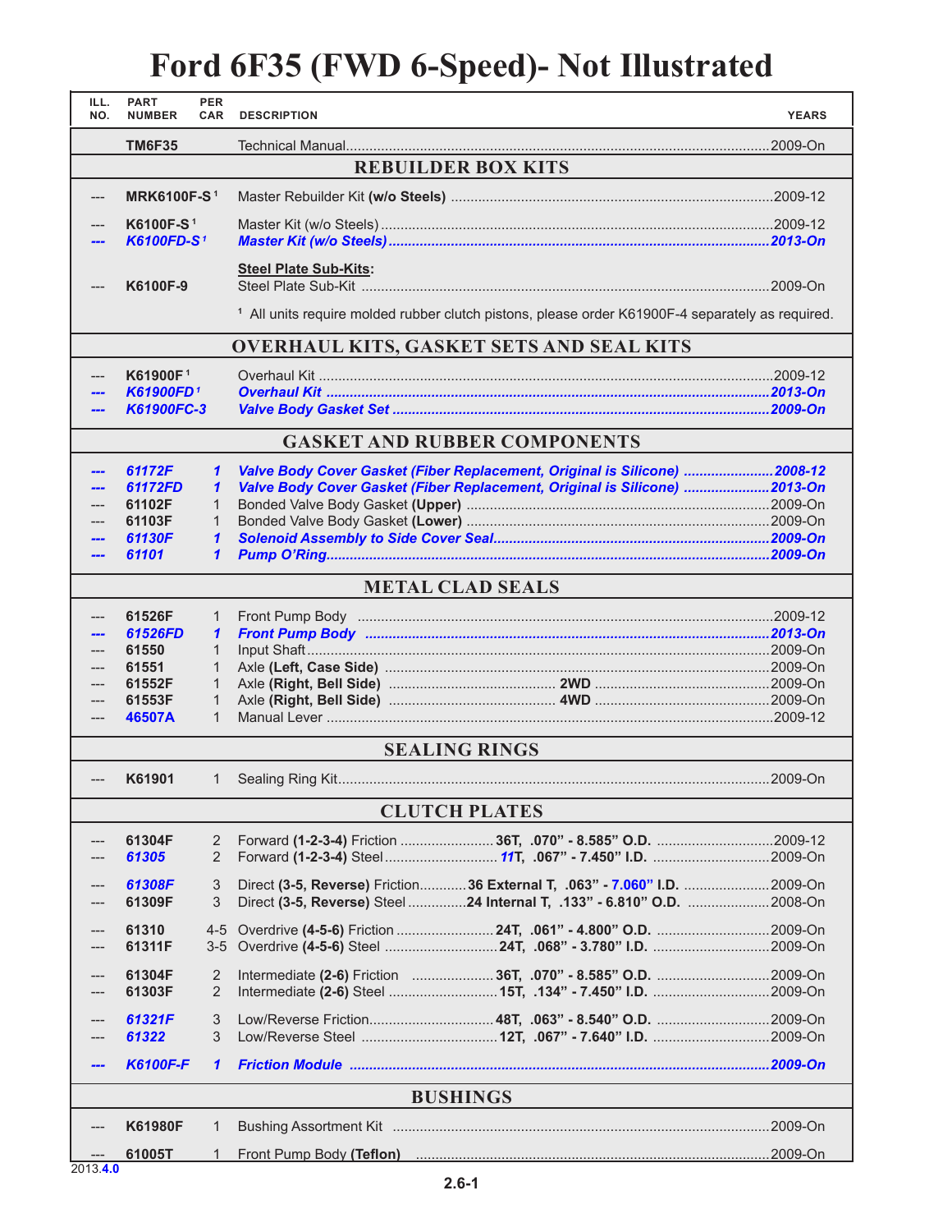# Ford 6F35 (FWD 6-Speed)- Not Illustrated

| ILL. NO. | PART NUMBER | PER CAR | DESCRIPTION | YEARS |
|---|---|---|---|---|
| | **TM6F35** | | Technical Manual | 2009-On |
| | | | **REBUILDER BOX KITS** | |
| --- | **MRK6100F-S** [1] | | Master Rebuilder Kit **(w/o Steels)** | 2009-12 |
| --- | **K6100F-S** [1] | | Master Kit (w/o Steels) | 2009-12 |
| --- | ***K6100FD-S*** [1] | | ***Master Kit (w/o Steels)*** | ***2013-On*** |
| | | | **Steel Plate Sub-Kits:** | |
| --- | **K6100F-9** | | Steel Plate Sub-Kit | 2009-On |
| | | | [1] All units require molded rubber clutch pistons, please order K61900F-4 separately as required. | |
| | | | **OVERHAUL KITS, GASKET SETS AND SEAL KITS** | |
| --- | **K61900F** [1] | | Overhaul Kit | 2009-12 |
| --- | ***K61900FD*** [1] | | ***Overhaul Kit*** | ***2013-On*** |
| --- | ***K61900FC-3*** | | ***Valve Body Gasket Set*** | ***2009-On*** |
| | | | **GASKET AND RUBBER COMPONENTS** | |
| --- | ***61172F*** | ***1*** | ***Valve Body Cover Gasket (Fiber Replacement, Original is Silicone)*** | ***2008-12*** |
| --- | ***61172FD*** | ***1*** | ***Valve Body Cover Gasket (Fiber Replacement, Original is Silicone)*** | ***2013-On*** |
| --- | **61102F** | 1 | Bonded Valve Body Gasket **(Upper)** | 2009-On |
| --- | **61103F** | 1 | Bonded Valve Body Gasket **(Lower)** | 2009-On |
| --- | ***61130F*** | ***1*** | ***Solenoid Assembly to Side Cover Seal*** | ***2009-On*** |
| --- | ***61101*** | ***1*** | ***Pump O'Ring*** | ***2009-On*** |
| | | | **METAL CLAD SEALS** | |
| --- | **61526F** | 1 | Front Pump Body | 2009-12 |
| --- | ***61526FD*** | ***1*** | ***Front Pump Body*** | ***2013-On*** |
| --- | **61550** | 1 | Input Shaft | 2009-On |
| --- | **61551** | 1 | Axle **(Left, Case Side)** | 2009-On |
| --- | **61552F** | 1 | Axle **(Right, Bell Side)** **2WD** | 2009-On |
| --- | **61553F** | 1 | Axle **(Right, Bell Side)** **4WD** | 2009-On |
| --- | **46507A** | 1 | Manual Lever | 2009-12 |
| | | | **SEALING RINGS** | |
| --- | **K61901** | 1 | Sealing Ring Kit | 2009-On |
| | | | **CLUTCH PLATES** | |
| --- | **61304F** | 2 | Forward **(1-2-3-4)** Friction **36T, .070" - 8.585" O.D.** | 2009-12 |
| --- | ***61305*** | 2 | Forward **(1-2-3-4)** Steel ***11*T, .067" - 7.450" I.D.** | 2009-On |
| --- | ***61308F*** | 3 | Direct **(3-5, Reverse)** Friction **36 External T, .063" - 7.060" I.D.** | 2009-On |
| --- | **61309F** | 3 | Direct **(3-5, Reverse)** Steel **24 Internal T, .133" - 6.810" O.D.** | 2008-On |
| --- | **61310** | 4-5 | Overdrive **(4-5-6)** Friction **24T, .061" - 4.800" O.D.** | 2009-On |
| --- | **61311F** | 3-5 | Overdrive **(4-5-6)** Steel **24T, .068" - 3.780" I.D.** | 2009-On |
| --- | **61304F** | 2 | Intermediate **(2-6)** Friction **36T, .070" - 8.585" O.D.** | 2009-On |
| --- | **61303F** | 2 | Intermediate **(2-6)** Steel **15T, .134" - 7.450" I.D.** | 2009-On |
| --- | ***61321F*** | 3 | Low/Reverse Friction **48T, .063" - 8.540" O.D.** | 2009-On |
| --- | ***61322*** | 3 | Low/Reverse Steel **12T, .067" - 7.640" I.D.** | 2009-On |
| --- | ***K6100F-F*** | ***1*** | ***Friction Module*** | ***2009-On*** |
| | | | **BUSHINGS** | |
| --- | **K61980F** | 1 | Bushing Assortment Kit | 2009-On |
| --- | **61005T** | 1 | Front Pump Body **(Teflon)** | 2009-On |

2013.**4.0**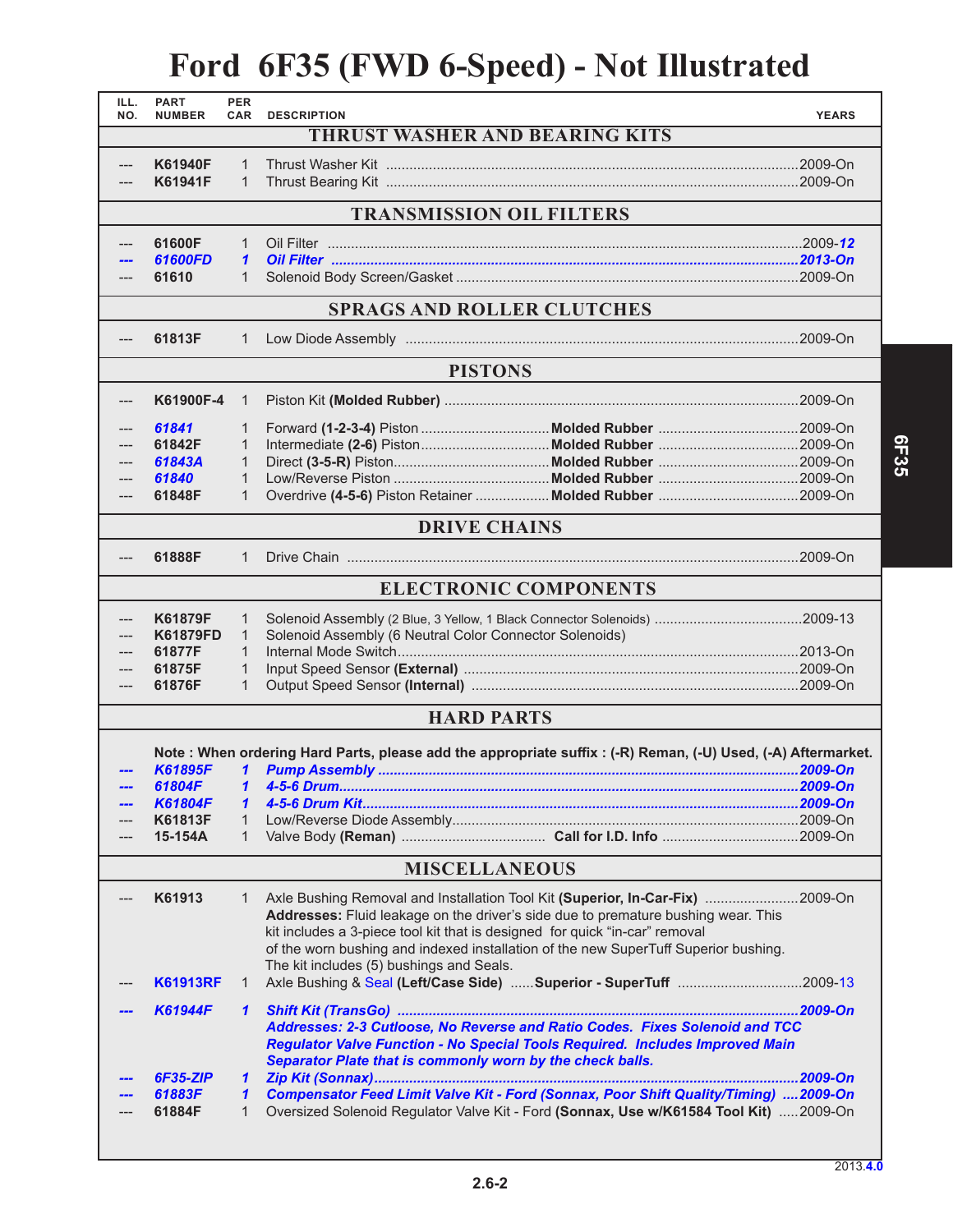# Ford 6F35 (FWD 6-Speed) - Not Illustrated

| ILL. NO. | PART NUMBER | PER CAR | DESCRIPTION | YEARS |
|---|---|---|---|---|
| | | | **THRUST WASHER AND BEARING KITS** | |
| --- | **K61940F** | 1 | Thrust Washer Kit | 2009-On |
| --- | **K61941F** | 1 | Thrust Bearing Kit | 2009-On |
| | | | **TRANSMISSION OIL FILTERS** | |
| --- | **61600F** | 1 | Oil Filter | 2009-*12* |
| *---* | ***61600FD*** | *1* | *Oil Filter* | *2013-On* |
| --- | **61610** | 1 | Solenoid Body Screen/Gasket | 2009-On |
| | | | **SPRAGS AND ROLLER CLUTCHES** | |
| --- | **61813F** | 1 | Low Diode Assembly | 2009-On |
| | | | **PISTONS** | |
| --- | **K61900F-4** | 1 | Piston Kit **(Molded Rubber)** | 2009-On |
| --- | ***61841*** | 1 | Forward **(1-2-3-4)** Piston ..... **Molded Rubber** | 2009-On |
| --- | **61842F** | 1 | Intermediate **(2-6)** Piston ..... **Molded Rubber** | 2009-On |
| --- | ***61843A*** | 1 | Direct **(3-5-R)** Piston ..... **Molded Rubber** | 2009-On |
| --- | ***61840*** | 1 | Low/Reverse Piston ..... **Molded Rubber** | 2009-On |
| --- | **61848F** | 1 | Overdrive **(4-5-6)** Piston Retainer ..... **Molded Rubber** | 2009-On |
| | | | **DRIVE CHAINS** | |
| --- | **61888F** | 1 | Drive Chain | 2009-On |
| | | | **ELECTRONIC COMPONENTS** | |
| --- | **K61879F** | 1 | Solenoid Assembly (2 Blue, 3 Yellow, 1 Black Connector Solenoids) | 2009-13 |
| --- | **K61879FD** | 1 | Solenoid Assembly (6 Neutral Color Connector Solenoids) | |
| --- | **61877F** | 1 | Internal Mode Switch | 2013-On |
| --- | **61875F** | 1 | Input Speed Sensor **(External)** | 2009-On |
| --- | **61876F** | 1 | Output Speed Sensor **(Internal)** | 2009-On |
| | | | **HARD PARTS** | |
| | **Note : When ordering Hard Parts, please add the appropriate suffix : (-R) Reman, (-U) Used, (-A) Aftermarket.** | | | |
| *---* | ***K61895F*** | *1* | ***Pump Assembly*** | ***2009-On*** |
| *---* | ***61804F*** | *1* | ***4-5-6 Drum*** | ***2009-On*** |
| *---* | ***K61804F*** | *1* | ***4-5-6 Drum Kit*** | ***2009-On*** |
| --- | **K61813F** | 1 | Low/Reverse Diode Assembly | 2009-On |
| --- | **15-154A** | 1 | Valve Body **(Reman)** ..... **Call for I.D. Info** | 2009-On |
| | | | **MISCELLANEOUS** | |
| --- | **K61913** | 1 | Axle Bushing Removal and Installation Tool Kit **(Superior, In-Car-Fix)** **Addresses:** Fluid leakage on the driver's side due to premature bushing wear. This kit includes a 3-piece tool kit that is designed for quick "in-car" removal of the worn bushing and indexed installation of the new SuperTuff Superior bushing. The kit includes (5) bushings and Seals. | 2009-On |
| --- | ***K61913RF*** | 1 | Axle Bushing & Seal **(Left/Case Side)** ..... **Superior - SuperTuff** | 2009-13 |
| *---* | ***K61944F*** | *1* | ***Shift Kit (TransGo)*** ***Addresses: 2-3 Cutloose, No Reverse and Ratio Codes. Fixes Solenoid and TCC Regulator Valve Function - No Special Tools Required. Includes Improved Main Separator Plate that is commonly worn by the check balls.*** | ***2009-On*** |
| *---* | ***6F35-ZIP*** | *1* | ***Zip Kit (Sonnax)*** | ***2009-On*** |
| *---* | ***61883F*** | *1* | ***Compensator Feed Limit Valve Kit - Ford (Sonnax, Poor Shift Quality/Timing)*** | ***2009-On*** |
| --- | **61884F** | 1 | Oversized Solenoid Regulator Valve Kit - Ford **(Sonnax, Use w/K61584 Tool Kit)** | 2009-On |

2013.**4.0**